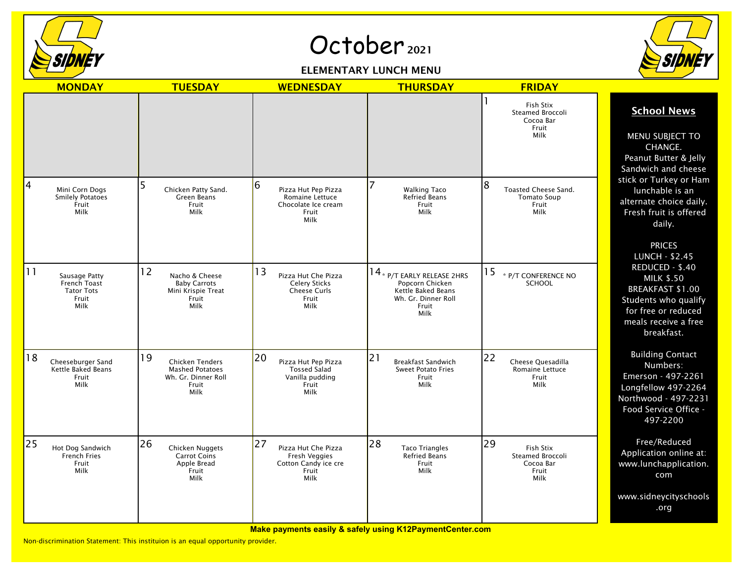# October 2021

## ELEMENTARY LUNCH MENU

| MONDAY | TUESDAY | WEDNESDAY | THURSDAY | FRIDAY |
|---|---|---|---|---|
| | | | | 1<br>Fish Stix<br>Steamed Broccoli<br>Cocoa Bar<br>Fruit<br>Milk |
| 4<br>Mini Corn Dogs<br>Smilely Potatoes<br>Fruit<br>Milk | 5<br>Chicken Patty Sand.<br>Green Beans<br>Fruit<br>Milk | 6<br>Pizza Hut Pep Pizza<br>Romaine Lettuce<br>Chocolate Ice cream<br>Fruit<br>Milk | 7<br>Walking Taco<br>Refried Beans<br>Fruit<br>Milk | 8<br>Toasted Cheese Sand.<br>Tomato Soup<br>Fruit<br>Milk |
| 11<br>Sausage Patty<br>French Toast<br>Tator Tots<br>Fruit<br>Milk | 12<br>Nacho & Cheese<br>Baby Carrots<br>Mini Krispie Treat<br>Fruit<br>Milk | 13<br>Pizza Hut Che Pizza<br>Celery Sticks<br>Cheese Curls<br>Fruit<br>Milk | 14<br>* P/T EARLY RELEASE 2HRS<br>Popcorn Chicken<br>Kettle Baked Beans<br>Wh. Gr. Dinner Roll<br>Fruit<br>Milk | 15<br>* P/T CONFERENCE NO SCHOOL |
| 18<br>Cheeseburger Sand<br>Kettle Baked Beans<br>Fruit<br>Milk | 19<br>Chicken Tenders<br>Mashed Potatoes<br>Wh. Gr. Dinner Roll<br>Fruit<br>Milk | 20<br>Pizza Hut Pep Pizza<br>Tossed Salad<br>Vanilla pudding<br>Fruit<br>Milk | 21<br>Breakfast Sandwich<br>Sweet Potato Fries<br>Fruit<br>Milk | 22<br>Cheese Quesadilla<br>Romaine Lettuce<br>Fruit<br>Milk |
| 25<br>Hot Dog Sandwich<br>French Fries<br>Fruit<br>Milk | 26<br>Chicken Nuggets<br>Carrot Coins<br>Apple Bread<br>Fruit<br>Milk | 27<br>Pizza Hut Che Pizza<br>Fresh Veggies<br>Cotton Candy ice cre<br>Fruit<br>Milk | 28<br>Taco Triangles<br>Refried Beans<br>Fruit<br>Milk | 29<br>Fish Stix<br>Steamed Broccoli<br>Cocoa Bar<br>Fruit<br>Milk |

### School News

MENU SUBJECT TO CHANGE.
Peanut Butter & Jelly Sandwich and cheese stick or Turkey or Ham lunchable is an alternate choice daily. Fresh fruit is offered daily.

PRICES
LUNCH - $2.45
REDUCED - $.40
MILK $.50
BREAKFAST $1.00
Students who qualify for free or reduced meals receive a free breakfast.

Building Contact Numbers:
Emerson - 497-2261
Longfellow 497-2264
Northwood - 497-2231
Food Service Office - 497-2200

Free/Reduced Application online at: www.lunchapplication.com

www.sidneycityschools.org

**Make payments easily & safely using K12PaymentCenter.com**

Non-discrimination Statement: This instituion is an equal opportunity provider.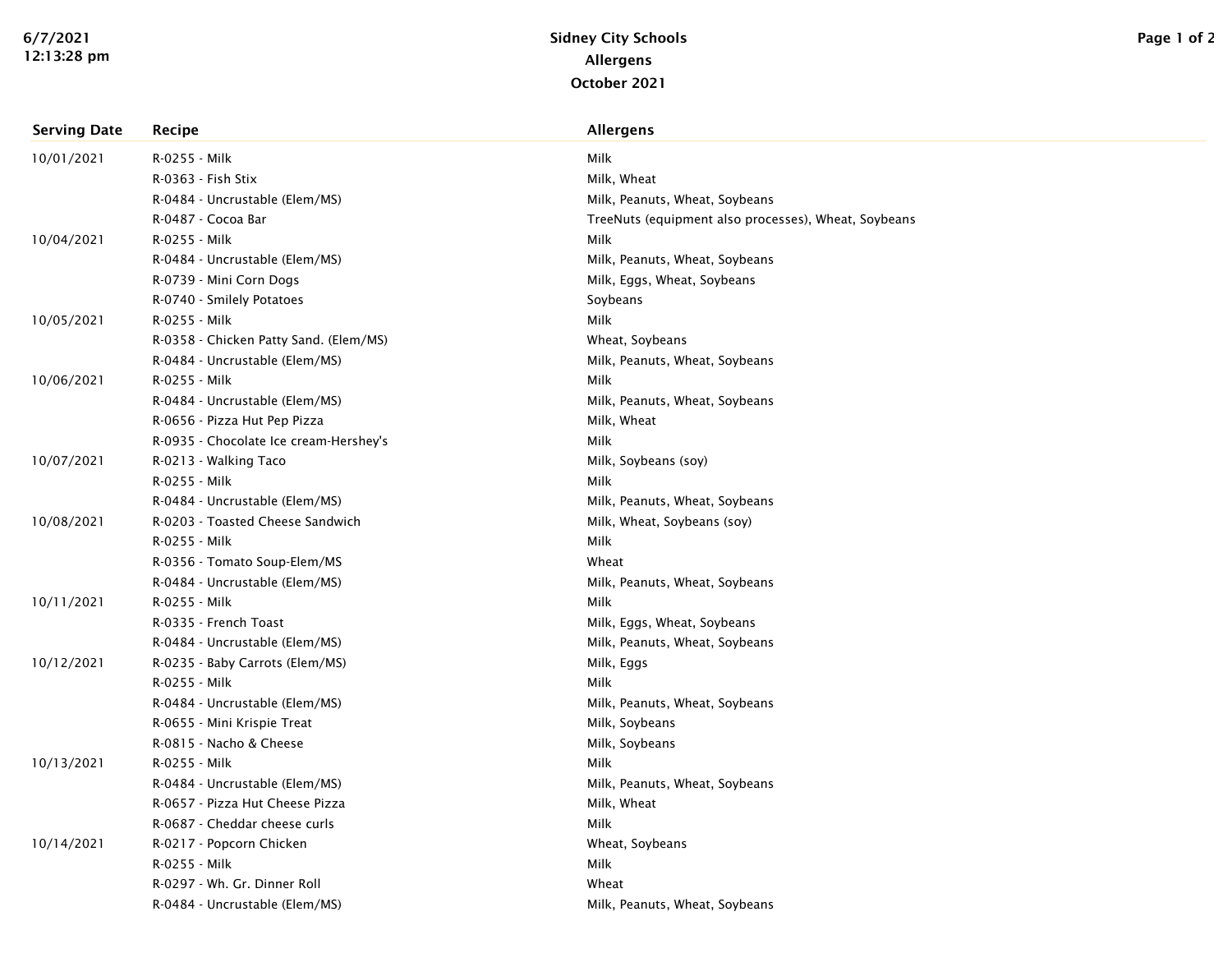# Sidney City Schools

## Allergens

### October 2021

| Serving Date | Recipe | Allergens |
| --- | --- | --- |
| 10/01/2021 | R-0255 - Milk | Milk |
| | R-0363 - Fish Stix | Milk, Wheat |
| | R-0484 - Uncrustable (Elem/MS) | Milk, Peanuts, Wheat, Soybeans |
| | R-0487 - Cocoa Bar | TreeNuts (equipment also processes), Wheat, Soybeans |
| 10/04/2021 | R-0255 - Milk | Milk |
| | R-0484 - Uncrustable (Elem/MS) | Milk, Peanuts, Wheat, Soybeans |
| | R-0739 - Mini Corn Dogs | Milk, Eggs, Wheat, Soybeans |
| | R-0740 - Smilely Potatoes | Soybeans |
| 10/05/2021 | R-0255 - Milk | Milk |
| | R-0358 - Chicken Patty Sand. (Elem/MS) | Wheat, Soybeans |
| | R-0484 - Uncrustable (Elem/MS) | Milk, Peanuts, Wheat, Soybeans |
| 10/06/2021 | R-0255 - Milk | Milk |
| | R-0484 - Uncrustable (Elem/MS) | Milk, Peanuts, Wheat, Soybeans |
| | R-0656 - Pizza Hut Pep Pizza | Milk, Wheat |
| | R-0935 - Chocolate Ice cream-Hershey's | Milk |
| 10/07/2021 | R-0213 - Walking Taco | Milk, Soybeans (soy) |
| | R-0255 - Milk | Milk |
| | R-0484 - Uncrustable (Elem/MS) | Milk, Peanuts, Wheat, Soybeans |
| 10/08/2021 | R-0203 - Toasted Cheese Sandwich | Milk, Wheat, Soybeans (soy) |
| | R-0255 - Milk | Milk |
| | R-0356 - Tomato Soup-Elem/MS | Wheat |
| | R-0484 - Uncrustable (Elem/MS) | Milk, Peanuts, Wheat, Soybeans |
| 10/11/2021 | R-0255 - Milk | Milk |
| | R-0335 - French Toast | Milk, Eggs, Wheat, Soybeans |
| | R-0484 - Uncrustable (Elem/MS) | Milk, Peanuts, Wheat, Soybeans |
| 10/12/2021 | R-0235 - Baby Carrots (Elem/MS) | Milk, Eggs |
| | R-0255 - Milk | Milk |
| | R-0484 - Uncrustable (Elem/MS) | Milk, Peanuts, Wheat, Soybeans |
| | R-0655 - Mini Krispie Treat | Milk, Soybeans |
| | R-0815 - Nacho & Cheese | Milk, Soybeans |
| 10/13/2021 | R-0255 - Milk | Milk |
| | R-0484 - Uncrustable (Elem/MS) | Milk, Peanuts, Wheat, Soybeans |
| | R-0657 - Pizza Hut Cheese Pizza | Milk, Wheat |
| | R-0687 - Cheddar cheese curls | Milk |
| 10/14/2021 | R-0217 - Popcorn Chicken | Wheat, Soybeans |
| | R-0255 - Milk | Milk |
| | R-0297 - Wh. Gr. Dinner Roll | Wheat |
| | R-0484 - Uncrustable (Elem/MS) | Milk, Peanuts, Wheat, Soybeans |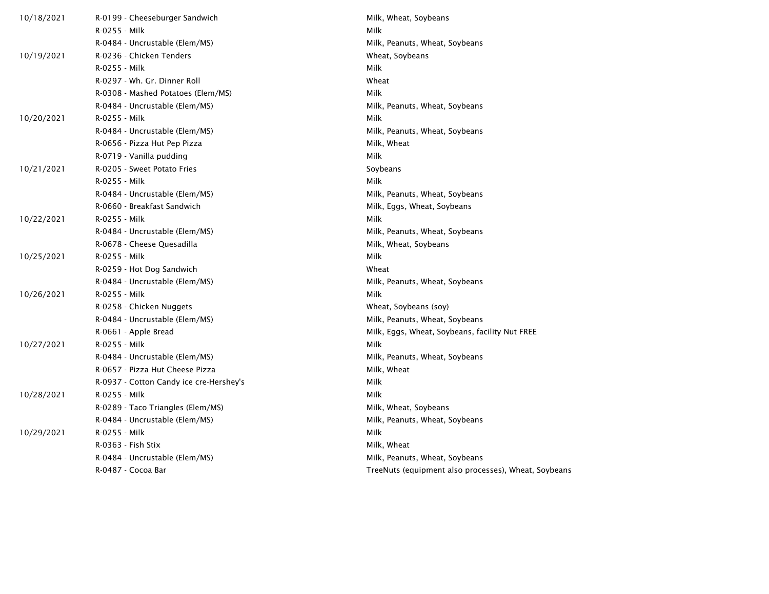| | | |
|---|---|---|
| 10/18/2021 | R-0199 - Cheeseburger Sandwich | Milk, Wheat, Soybeans |
| | R-0255 - Milk | Milk |
| | R-0484 - Uncrustable (Elem/MS) | Milk, Peanuts, Wheat, Soybeans |
| 10/19/2021 | R-0236 - Chicken Tenders | Wheat, Soybeans |
| | R-0255 - Milk | Milk |
| | R-0297 - Wh. Gr. Dinner Roll | Wheat |
| | R-0308 - Mashed Potatoes (Elem/MS) | Milk |
| | R-0484 - Uncrustable (Elem/MS) | Milk, Peanuts, Wheat, Soybeans |
| 10/20/2021 | R-0255 - Milk | Milk |
| | R-0484 - Uncrustable (Elem/MS) | Milk, Peanuts, Wheat, Soybeans |
| | R-0656 - Pizza Hut Pep Pizza | Milk, Wheat |
| | R-0719 - Vanilla pudding | Milk |
| 10/21/2021 | R-0205 - Sweet Potato Fries | Soybeans |
| | R-0255 - Milk | Milk |
| | R-0484 - Uncrustable (Elem/MS) | Milk, Peanuts, Wheat, Soybeans |
| | R-0660 - Breakfast Sandwich | Milk, Eggs, Wheat, Soybeans |
| 10/22/2021 | R-0255 - Milk | Milk |
| | R-0484 - Uncrustable (Elem/MS) | Milk, Peanuts, Wheat, Soybeans |
| | R-0678 - Cheese Quesadilla | Milk, Wheat, Soybeans |
| 10/25/2021 | R-0255 - Milk | Milk |
| | R-0259 - Hot Dog Sandwich | Wheat |
| | R-0484 - Uncrustable (Elem/MS) | Milk, Peanuts, Wheat, Soybeans |
| 10/26/2021 | R-0255 - Milk | Milk |
| | R-0258 - Chicken Nuggets | Wheat, Soybeans (soy) |
| | R-0484 - Uncrustable (Elem/MS) | Milk, Peanuts, Wheat, Soybeans |
| | R-0661 - Apple Bread | Milk, Eggs, Wheat, Soybeans, facility Nut FREE |
| 10/27/2021 | R-0255 - Milk | Milk |
| | R-0484 - Uncrustable (Elem/MS) | Milk, Peanuts, Wheat, Soybeans |
| | R-0657 - Pizza Hut Cheese Pizza | Milk, Wheat |
| | R-0937 - Cotton Candy ice cre-Hershey's | Milk |
| 10/28/2021 | R-0255 - Milk | Milk |
| | R-0289 - Taco Triangles (Elem/MS) | Milk, Wheat, Soybeans |
| | R-0484 - Uncrustable (Elem/MS) | Milk, Peanuts, Wheat, Soybeans |
| 10/29/2021 | R-0255 - Milk | Milk |
| | R-0363 - Fish Stix | Milk, Wheat |
| | R-0484 - Uncrustable (Elem/MS) | Milk, Peanuts, Wheat, Soybeans |
| | R-0487 - Cocoa Bar | TreeNuts (equipment also processes), Wheat, Soybeans |